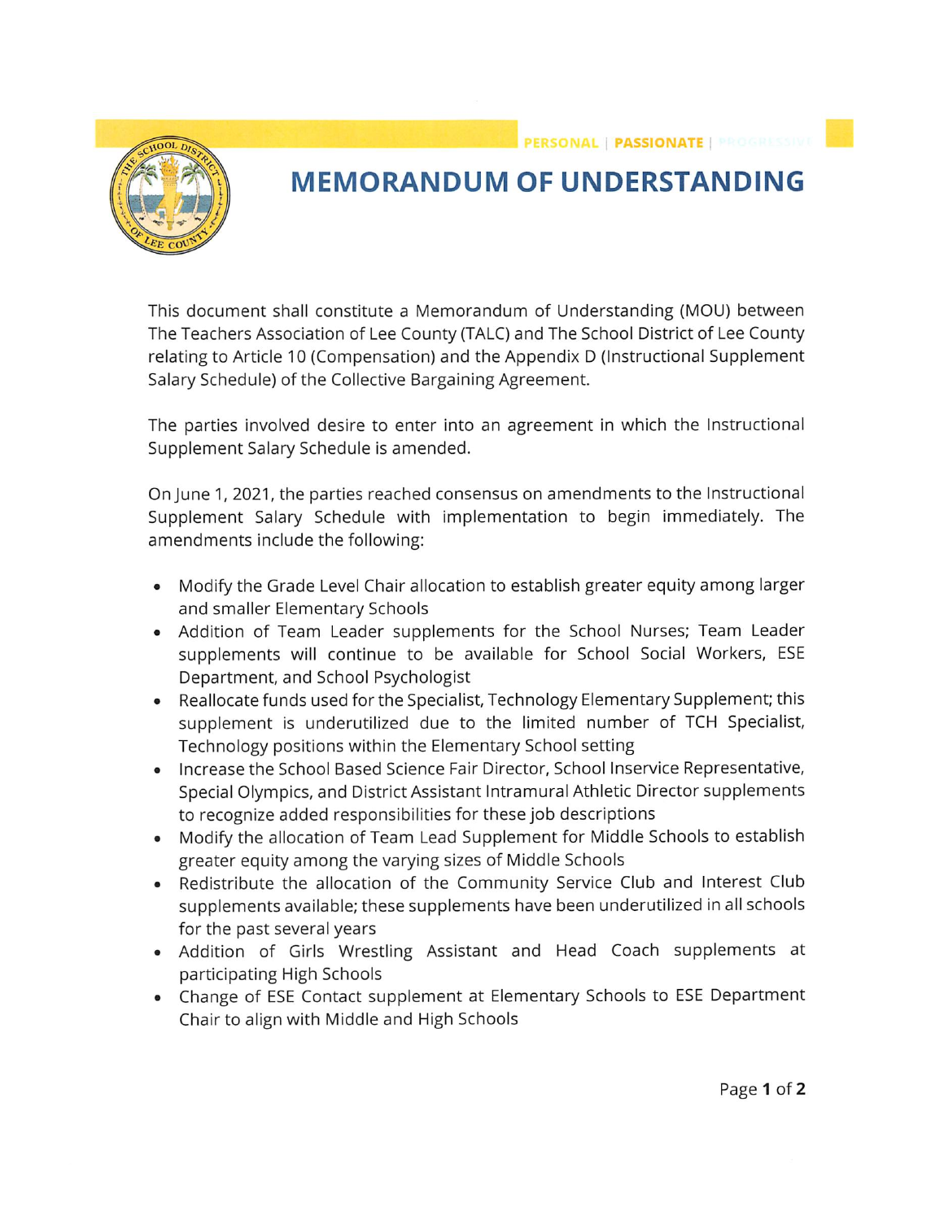# MEMORANDUM OF UNDERSTANDING

This document shall constitute a Memorandum of Understanding (MOU) between The Teachers Association of Lee County (TALC) and The School District of Lee County relating to Article 10 (Compensation) and the Appendix D (Instructional Supplement Salary Schedule) of the Collective Bargaining Agreement.

The parties involved desire to enter into an agreement in which the Instructional Supplement Salary Schedule is amended.

On June 1, 2021, the parties reached consensus on amendments to the Instructional Supplement Salary Schedule with implementation to begin immediately. The amendments include the following:

- Modify the Grade Level Chair allocation to establish greater equity among larger and smaller Elementary Schools
- Addition of Team Leader supplements for the School Nurses; Team Leader supplements will continue to be available for School Social Workers, ESE Department, and School Psychologist
- Reallocate funds used for the Specialist, Technology Elementary Supplement; this supplement is underutilized due to the limited number of TCH Specialist, Technology positions within the Elementary School setting
- Increase the School Based Science Fair Director, School Inservice Representative, Special Olympics, and District Assistant Intramural Athletic Director supplements to recognize added responsibilities for these job descriptions
- Modify the allocation of Team Lead Supplement for Middle Schools to establish greater equity among the varying sizes of Middle Schools
- Redistribute the allocation of the Community Service Club and Interest Club supplements available; these supplements have been underutilized in all schools for the past several years
- Addition of Girls Wrestling Assistant and Head Coach supplements at participating High Schools
- Change of ESE Contact supplement at Elementary Schools to ESE Department Chair to align with Middle and High Schools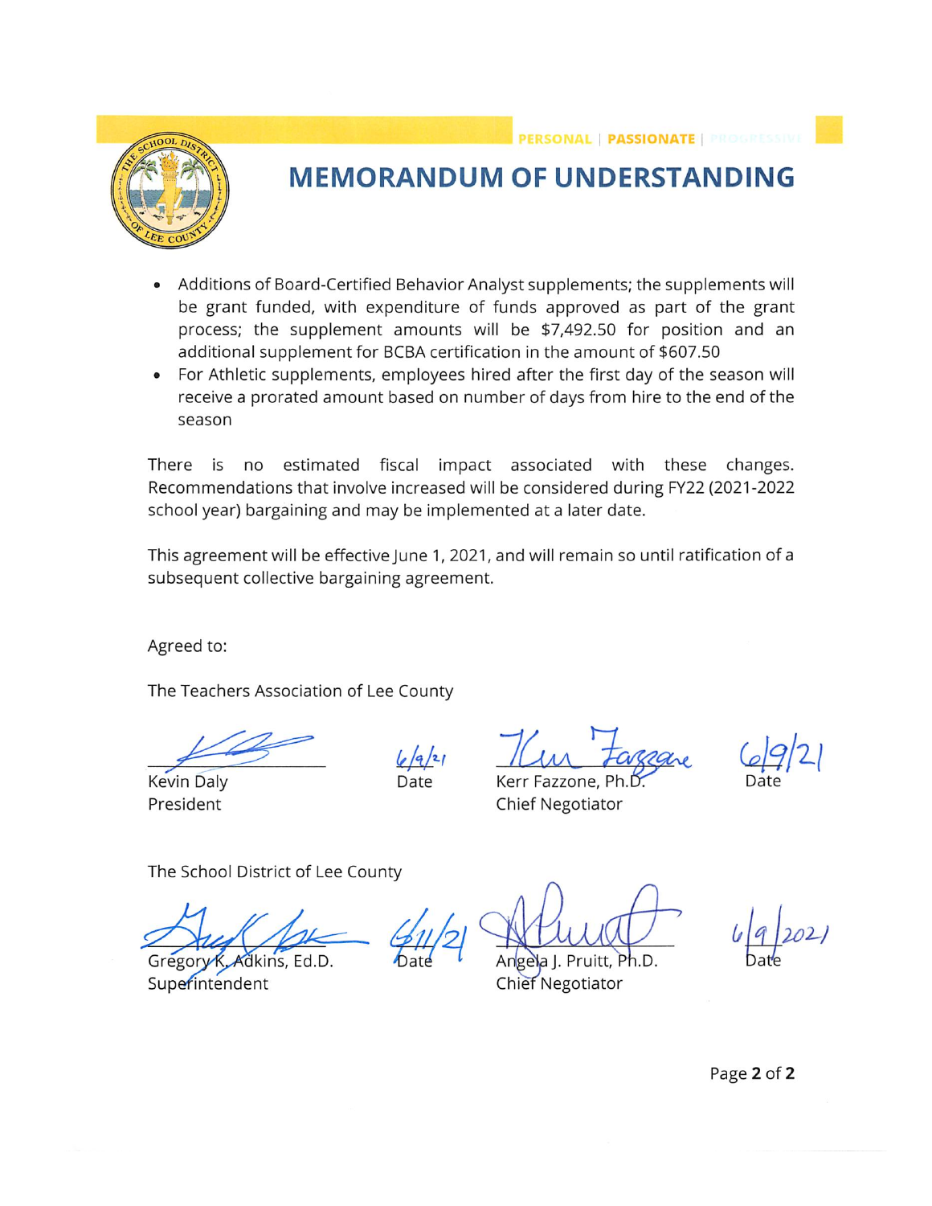# MEMORANDUM OF UNDERSTANDING

- Additions of Board-Certified Behavior Analyst supplements; the supplements will be grant funded, with expenditure of funds approved as part of the grant process; the supplement amounts will be $7,492.50 for position and an additional supplement for BCBA certification in the amount of $607.50
- For Athletic supplements, employees hired after the first day of the season will receive a prorated amount based on number of days from hire to the end of the season

There is no estimated fiscal impact associated with these changes. Recommendations that involve increased will be considered during FY22 (2021-2022 school year) bargaining and may be implemented at a later date.

This agreement will be effective June 1, 2021, and will remain so until ratification of a subsequent collective bargaining agreement.

Agreed to:

The Teachers Association of Lee County

| | | | |
|---|---|---|---|
| Kevin Daly<br>President | 6/9/21<br>Date | Kerr Fazzone, Ph.D.<br>Chief Negotiator | 6/9/21<br>Date |

The School District of Lee County

| | | | |
|---|---|---|---|
| Gregory K. Adkins, Ed.D.<br>Superintendent | 6/11/21<br>Date | Angela J. Pruitt, Ph.D.<br>Chief Negotiator | 6/9/2021<br>Date |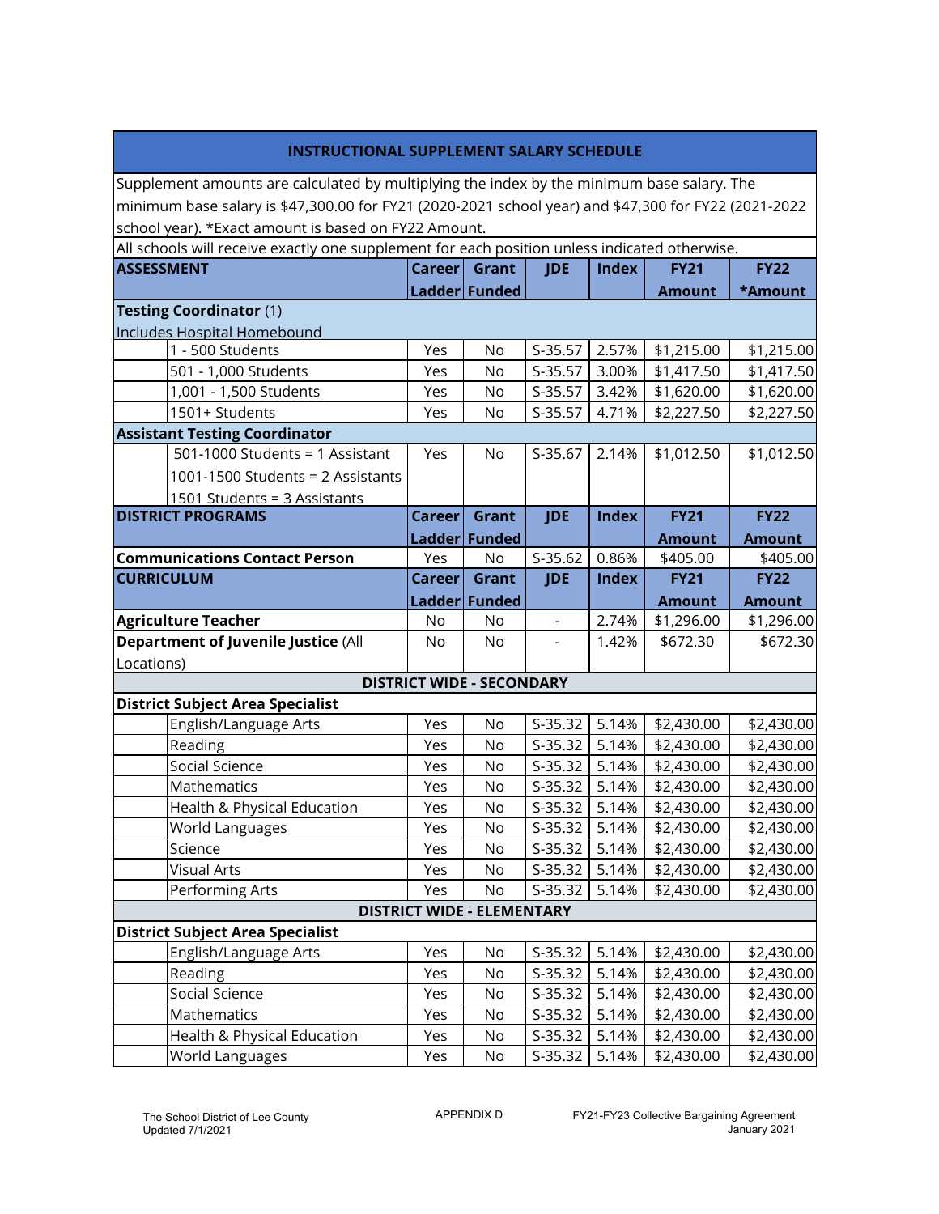## INSTRUCTIONAL SUPPLEMENT SALARY SCHEDULE

Supplement amounts are calculated by multiplying the index by the minimum base salary. The minimum base salary is $47,300.00 for FY21 (2020-2021 school year) and $47,300 for FY22 (2021-2022 school year). *Exact amount is based on FY22 Amount.

All schools will receive exactly one supplement for each position unless indicated otherwise.

| ASSESSMENT | Career Ladder | Grant Funded | JDE | Index | FY21 Amount | FY22 *Amount |
|---|---|---|---|---|---|---|
| **Testing Coordinator** (1) Includes Hospital Homebound | | | | | | |
| 1 - 500 Students | Yes | No | S-35.57 | 2.57% | $1,215.00 | $1,215.00 |
| 501 - 1,000 Students | Yes | No | S-35.57 | 3.00% | $1,417.50 | $1,417.50 |
| 1,001 - 1,500 Students | Yes | No | S-35.57 | 3.42% | $1,620.00 | $1,620.00 |
| 1501+ Students | Yes | No | S-35.57 | 4.71% | $2,227.50 | $2,227.50 |
| **Assistant Testing Coordinator** | | | | | | |
| 501-1000 Students = 1 Assistant<br>1001-1500 Students = 2 Assistants<br>1501 Students = 3 Assistants | Yes | No | S-35.67 | 2.14% | $1,012.50 | $1,012.50 |
| **DISTRICT PROGRAMS** | **Career Ladder** | **Grant Funded** | **JDE** | **Index** | **FY21 Amount** | **FY22 Amount** |
| **Communications Contact Person** | Yes | No | S-35.62 | 0.86% | $405.00 | $405.00 |
| **CURRICULUM** | **Career Ladder** | **Grant Funded** | **JDE** | **Index** | **FY21 Amount** | **FY22 Amount** |
| **Agriculture Teacher** | No | No | - | 2.74% | $1,296.00 | $1,296.00 |
| **Department of Juvenile Justice** (All Locations) | No | No | - | 1.42% | $672.30 | $672.30 |
| **DISTRICT WIDE - SECONDARY** | | | | | | |
| **District Subject Area Specialist** | | | | | | |
| English/Language Arts | Yes | No | S-35.32 | 5.14% | $2,430.00 | $2,430.00 |
| Reading | Yes | No | S-35.32 | 5.14% | $2,430.00 | $2,430.00 |
| Social Science | Yes | No | S-35.32 | 5.14% | $2,430.00 | $2,430.00 |
| Mathematics | Yes | No | S-35.32 | 5.14% | $2,430.00 | $2,430.00 |
| Health & Physical Education | Yes | No | S-35.32 | 5.14% | $2,430.00 | $2,430.00 |
| World Languages | Yes | No | S-35.32 | 5.14% | $2,430.00 | $2,430.00 |
| Science | Yes | No | S-35.32 | 5.14% | $2,430.00 | $2,430.00 |
| Visual Arts | Yes | No | S-35.32 | 5.14% | $2,430.00 | $2,430.00 |
| Performing Arts | Yes | No | S-35.32 | 5.14% | $2,430.00 | $2,430.00 |
| **DISTRICT WIDE - ELEMENTARY** | | | | | | |
| **District Subject Area Specialist** | | | | | | |
| English/Language Arts | Yes | No | S-35.32 | 5.14% | $2,430.00 | $2,430.00 |
| Reading | Yes | No | S-35.32 | 5.14% | $2,430.00 | $2,430.00 |
| Social Science | Yes | No | S-35.32 | 5.14% | $2,430.00 | $2,430.00 |
| Mathematics | Yes | No | S-35.32 | 5.14% | $2,430.00 | $2,430.00 |
| Health & Physical Education | Yes | No | S-35.32 | 5.14% | $2,430.00 | $2,430.00 |
| World Languages | Yes | No | S-35.32 | 5.14% | $2,430.00 | $2,430.00 |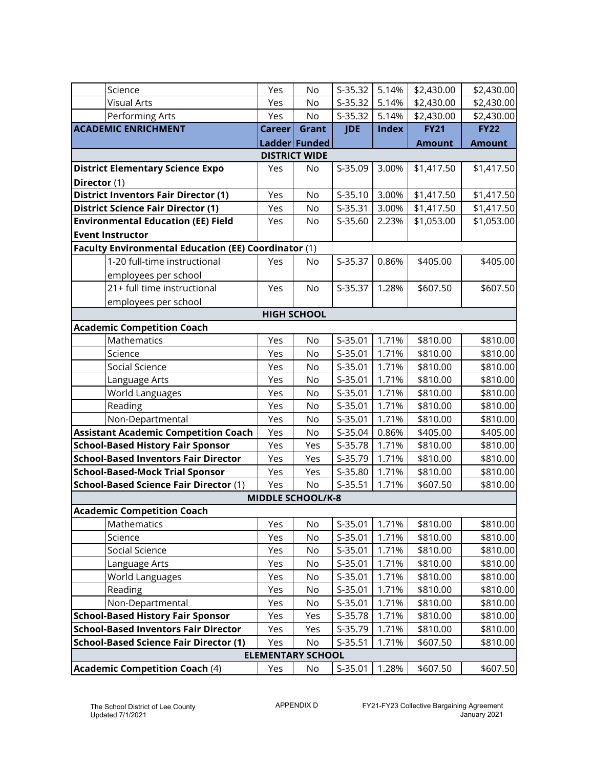| | Career Ladder | Grant Funded | JDE | Index | FY21 Amount | FY22 Amount |
|---|---|---|---|---|---|---|
| Science | Yes | No | S-35.32 | 5.14% | $2,430.00 | $2,430.00 |
| Visual Arts | Yes | No | S-35.32 | 5.14% | $2,430.00 | $2,430.00 |
| Performing Arts | Yes | No | S-35.32 | 5.14% | $2,430.00 | $2,430.00 |

| **ACADEMIC ENRICHMENT** | **Career Ladder** | **Grant Funded** | **JDE** | **Index** | **FY21 Amount** | **FY22 Amount** |
|---|---|---|---|---|---|---|
| **DISTRICT WIDE** | | | | | | |
| **District Elementary Science Expo Director** (1) | Yes | No | S-35.09 | 3.00% | $1,417.50 | $1,417.50 |
| **District Inventors Fair Director (1)** | Yes | No | S-35.10 | 3.00% | $1,417.50 | $1,417.50 |
| **District Science Fair Director (1)** | Yes | No | S-35.31 | 3.00% | $1,417.50 | $1,417.50 |
| **Environmental Education (EE) Field Event Instructor** | Yes | No | S-35.60 | 2.23% | $1,053.00 | $1,053.00 |
| **Faculty Environmental Education (EE) Coordinator** (1) | | | | | | |
| 1-20 full-time instructional employees per school | Yes | No | S-35.37 | 0.86% | $405.00 | $405.00 |
| 21+ full time instructional employees per school | Yes | No | S-35.37 | 1.28% | $607.50 | $607.50 |
| **HIGH SCHOOL** | | | | | | |
| **Academic Competition Coach** | | | | | | |
| Mathematics | Yes | No | S-35.01 | 1.71% | $810.00 | $810.00 |
| Science | Yes | No | S-35.01 | 1.71% | $810.00 | $810.00 |
| Social Science | Yes | No | S-35.01 | 1.71% | $810.00 | $810.00 |
| Language Arts | Yes | No | S-35.01 | 1.71% | $810.00 | $810.00 |
| World Languages | Yes | No | S-35.01 | 1.71% | $810.00 | $810.00 |
| Reading | Yes | No | S-35.01 | 1.71% | $810.00 | $810.00 |
| Non-Departmental | Yes | No | S-35.01 | 1.71% | $810.00 | $810.00 |
| **Assistant Academic Competition Coach** | Yes | No | S-35.04 | 0.86% | $405.00 | $405.00 |
| **School-Based History Fair Sponsor** | Yes | Yes | S-35.78 | 1.71% | $810.00 | $810.00 |
| **School-Based Inventors Fair Director** | Yes | Yes | S-35.79 | 1.71% | $810.00 | $810.00 |
| **School-Based-Mock Trial Sponsor** | Yes | Yes | S-35.80 | 1.71% | $810.00 | $810.00 |
| **School-Based Science Fair Director** (1) | Yes | No | S-35.51 | 1.71% | $607.50 | $810.00 |
| **MIDDLE SCHOOL/K-8** | | | | | | |
| **Academic Competition Coach** | | | | | | |
| Mathematics | Yes | No | S-35.01 | 1.71% | $810.00 | $810.00 |
| Science | Yes | No | S-35.01 | 1.71% | $810.00 | $810.00 |
| Social Science | Yes | No | S-35.01 | 1.71% | $810.00 | $810.00 |
| Language Arts | Yes | No | S-35.01 | 1.71% | $810.00 | $810.00 |
| World Languages | Yes | No | S-35.01 | 1.71% | $810.00 | $810.00 |
| Reading | Yes | No | S-35.01 | 1.71% | $810.00 | $810.00 |
| Non-Departmental | Yes | No | S-35.01 | 1.71% | $810.00 | $810.00 |
| **School-Based History Fair Sponsor** | Yes | Yes | S-35.78 | 1.71% | $810.00 | $810.00 |
| **School-Based Inventors Fair Director** | Yes | Yes | S-35.79 | 1.71% | $810.00 | $810.00 |
| **School-Based Science Fair Director (1)** | Yes | No | S-35.51 | 1.71% | $607.50 | $810.00 |
| **ELEMENTARY SCHOOL** | | | | | | |
| **Academic Competition Coach** (4) | Yes | No | S-35.01 | 1.28% | $607.50 | $607.50 |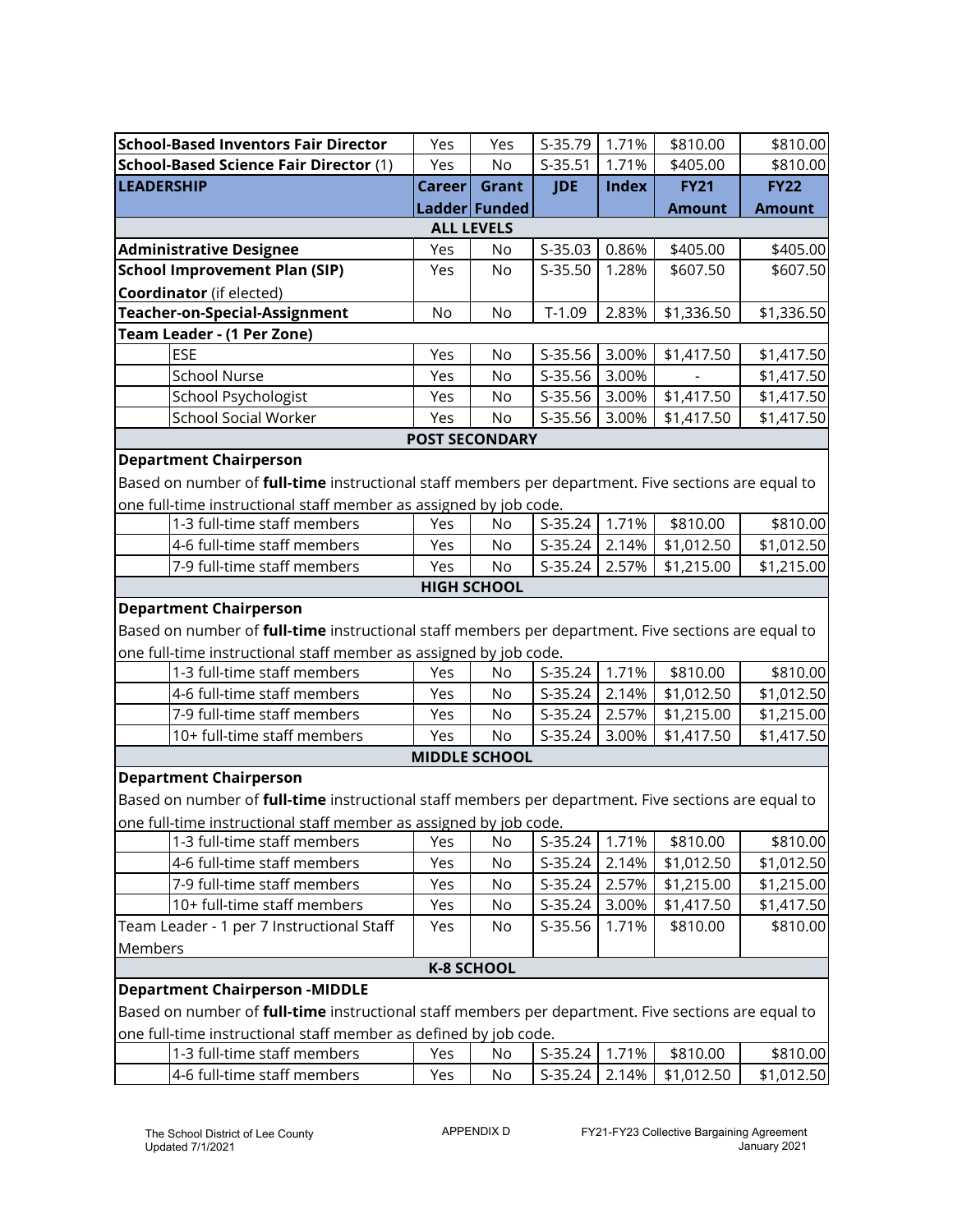| | | | | | | |
|---|---|---|---|---|---|---|
| **School-Based Inventors Fair Director** | Yes | Yes | S-35.79 | 1.71% | $810.00 | $810.00 |
| **School-Based Science Fair Director** (1) | Yes | No | S-35.51 | 1.71% | $405.00 | $810.00 |
| **LEADERSHIP** | **Career Ladder** | **Grant Funded** | **JDE** | **Index** | **FY21 Amount** | **FY22 Amount** |
| | | **ALL LEVELS** | | | | |
| **Administrative Designee** | Yes | No | S-35.03 | 0.86% | $405.00 | $405.00 |
| **School Improvement Plan (SIP) Coordinator** (if elected) | Yes | No | S-35.50 | 1.28% | $607.50 | $607.50 |
| **Teacher-on-Special-Assignment** | No | No | T-1.09 | 2.83% | $1,336.50 | $1,336.50 |
| **Team Leader - (1 Per Zone)** | | | | | | |
| ESE | Yes | No | S-35.56 | 3.00% | $1,417.50 | $1,417.50 |
| School Nurse | Yes | No | S-35.56 | 3.00% | - | $1,417.50 |
| School Psychologist | Yes | No | S-35.56 | 3.00% | $1,417.50 | $1,417.50 |
| School Social Worker | Yes | No | S-35.56 | 3.00% | $1,417.50 | $1,417.50 |
| | | **POST SECONDARY** | | | | |
| **Department Chairperson** | | | | | | |
| Based on number of **full-time** instructional staff members per department. Five sections are equal to one full-time instructional staff member as assigned by job code. | | | | | | |
| 1-3 full-time staff members | Yes | No | S-35.24 | 1.71% | $810.00 | $810.00 |
| 4-6 full-time staff members | Yes | No | S-35.24 | 2.14% | $1,012.50 | $1,012.50 |
| 7-9 full-time staff members | Yes | No | S-35.24 | 2.57% | $1,215.00 | $1,215.00 |
| | | **HIGH SCHOOL** | | | | |
| **Department Chairperson** | | | | | | |
| Based on number of **full-time** instructional staff members per department. Five sections are equal to one full-time instructional staff member as assigned by job code. | | | | | | |
| 1-3 full-time staff members | Yes | No | S-35.24 | 1.71% | $810.00 | $810.00 |
| 4-6 full-time staff members | Yes | No | S-35.24 | 2.14% | $1,012.50 | $1,012.50 |
| 7-9 full-time staff members | Yes | No | S-35.24 | 2.57% | $1,215.00 | $1,215.00 |
| 10+ full-time staff members | Yes | No | S-35.24 | 3.00% | $1,417.50 | $1,417.50 |
| | | **MIDDLE SCHOOL** | | | | |
| **Department Chairperson** | | | | | | |
| Based on number of **full-time** instructional staff members per department. Five sections are equal to one full-time instructional staff member as assigned by job code. | | | | | | |
| 1-3 full-time staff members | Yes | No | S-35.24 | 1.71% | $810.00 | $810.00 |
| 4-6 full-time staff members | Yes | No | S-35.24 | 2.14% | $1,012.50 | $1,012.50 |
| 7-9 full-time staff members | Yes | No | S-35.24 | 2.57% | $1,215.00 | $1,215.00 |
| 10+ full-time staff members | Yes | No | S-35.24 | 3.00% | $1,417.50 | $1,417.50 |
| Team Leader - 1 per 7 Instructional Staff Members | Yes | No | S-35.56 | 1.71% | $810.00 | $810.00 |
| | | **K-8 SCHOOL** | | | | |
| **Department Chairperson -MIDDLE** | | | | | | |
| Based on number of **full-time** instructional staff members per department. Five sections are equal to one full-time instructional staff member as defined by job code. | | | | | | |
| 1-3 full-time staff members | Yes | No | S-35.24 | 1.71% | $810.00 | $810.00 |
| 4-6 full-time staff members | Yes | No | S-35.24 | 2.14% | $1,012.50 | $1,012.50 |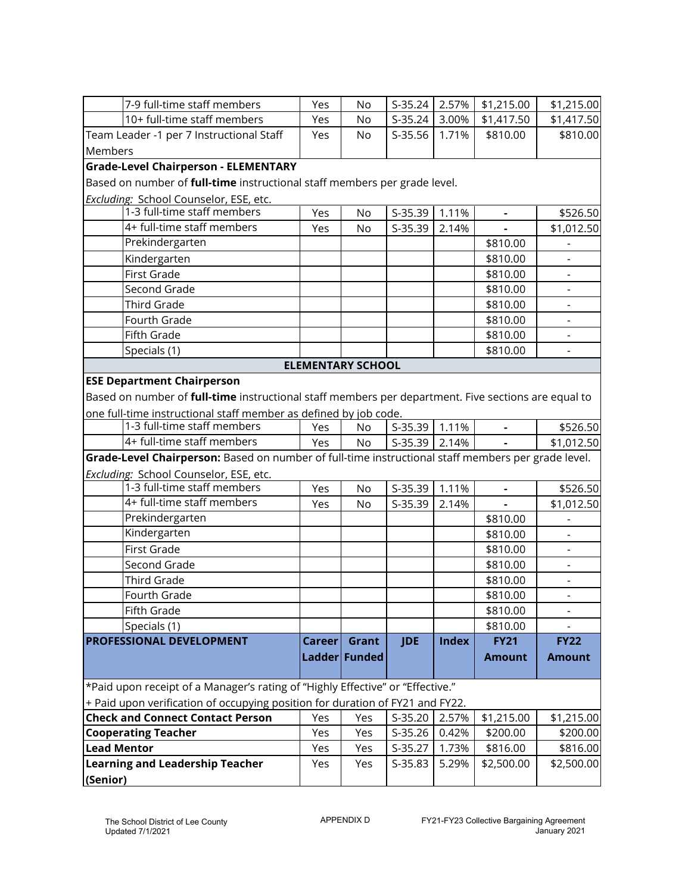| | | | | | | | |
|---|---|---|---|---|---|---|---|
| | 7-9 full-time staff members | Yes | No | S-35.24 | 2.57% | $1,215.00 | $1,215.00 |
| | 10+ full-time staff members | Yes | No | S-35.24 | 3.00% | $1,417.50 | $1,417.50 |
| Team Leader -1 per 7 Instructional Staff Members | | Yes | No | S-35.56 | 1.71% | $810.00 | $810.00 |
| **Grade-Level Chairperson - ELEMENTARY** | | | | | | | |
| Based on number of **full-time** instructional staff members per grade level. | | | | | | | |
| *Excluding:* School Counselor, ESE, etc. | | | | | | | |
| | 1-3 full-time staff members | Yes | No | S-35.39 | 1.11% | - | $526.50 |
| | 4+ full-time staff members | Yes | No | S-35.39 | 2.14% | - | $1,012.50 |
| | Prekindergarten | | | | | $810.00 | - |
| | Kindergarten | | | | | $810.00 | - |
| | First Grade | | | | | $810.00 | - |
| | Second Grade | | | | | $810.00 | - |
| | Third Grade | | | | | $810.00 | - |
| | Fourth Grade | | | | | $810.00 | - |
| | Fifth Grade | | | | | $810.00 | - |
| | Specials (1) | | | | | $810.00 | - |
| **ELEMENTARY SCHOOL** | | | | | | | |
| **ESE Department Chairperson** | | | | | | | |
| Based on number of **full-time** instructional staff members per department. Five sections are equal to one full-time instructional staff member as defined by job code. | | | | | | | |
| | 1-3 full-time staff members | Yes | No | S-35.39 | 1.11% | - | $526.50 |
| | 4+ full-time staff members | Yes | No | S-35.39 | 2.14% | - | $1,012.50 |
| **Grade-Level Chairperson:** Based on number of full-time instructional staff members per grade level. | | | | | | | |
| *Excluding:* School Counselor, ESE, etc. | | | | | | | |
| | 1-3 full-time staff members | Yes | No | S-35.39 | 1.11% | - | $526.50 |
| | 4+ full-time staff members | Yes | No | S-35.39 | 2.14% | - | $1,012.50 |
| | Prekindergarten | | | | | $810.00 | - |
| | Kindergarten | | | | | $810.00 | - |
| | First Grade | | | | | $810.00 | - |
| | Second Grade | | | | | $810.00 | - |
| | Third Grade | | | | | $810.00 | - |
| | Fourth Grade | | | | | $810.00 | - |
| | Fifth Grade | | | | | $810.00 | - |
| | Specials (1) | | | | | $810.00 | - |
| **PROFESSIONAL DEVELOPMENT** | | **Career Ladder** | **Grant Funded** | **JDE** | **Index** | **FY21 Amount** | **FY22 Amount** |
| *Paid upon receipt of a Manager's rating of "Highly Effective" or "Effective." | | | | | | | |
| + Paid upon verification of occupying position for duration of FY21 and FY22. | | | | | | | |
| **Check and Connect Contact Person** | | Yes | Yes | S-35.20 | 2.57% | $1,215.00 | $1,215.00 |
| **Cooperating Teacher** | | Yes | Yes | S-35.26 | 0.42% | $200.00 | $200.00 |
| **Lead Mentor** | | Yes | Yes | S-35.27 | 1.73% | $816.00 | $816.00 |
| **Learning and Leadership Teacher (Senior)** | | Yes | Yes | S-35.83 | 5.29% | $2,500.00 | $2,500.00 |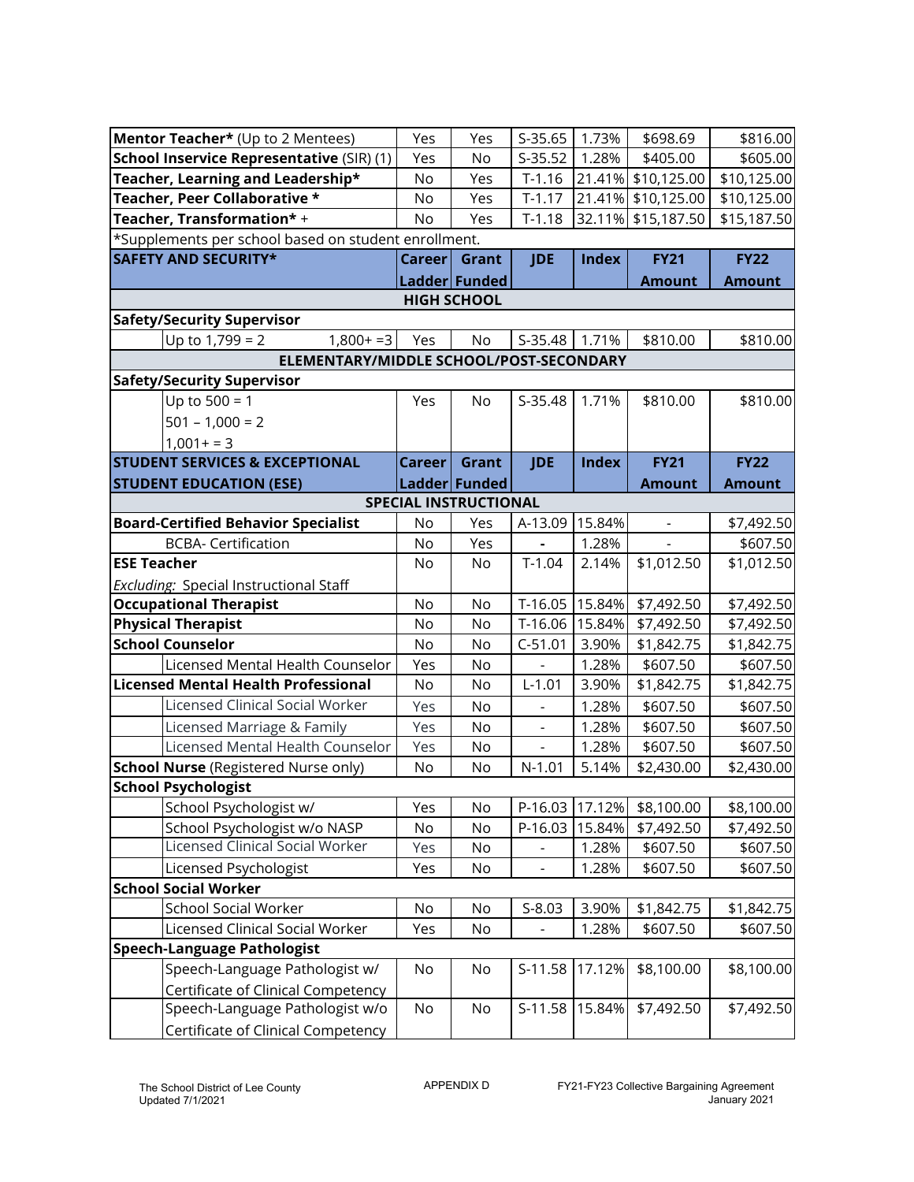| | | Career Ladder | Grant Funded | JDE | Index | FY21 Amount | FY22 Amount |
|---|---|---|---|---|---|---|---|
| **Mentor Teacher*** (Up to 2 Mentees) | | Yes | Yes | S-35.65 | 1.73% | $698.69 | $816.00 |
| **School Inservice Representative** (SIR) (1) | | Yes | No | S-35.52 | 1.28% | $405.00 | $605.00 |
| **Teacher, Learning and Leadership*** | | No | Yes | T-1.16 | 21.41% | $10,125.00 | $10,125.00 |
| **Teacher, Peer Collaborative *** | | No | Yes | T-1.17 | 21.41% | $10,125.00 | $10,125.00 |
| **Teacher, Transformation*** + | | No | Yes | T-1.18 | 32.11% | $15,187.50 | $15,187.50 |
| *Supplements per school based on student enrollment. | | | | | | | |
| **SAFETY AND SECURITY*** | | **Career Ladder** | **Grant Funded** | **JDE** | **Index** | **FY21 Amount** | **FY22 Amount** |
| **HIGH SCHOOL** | | | | | | | |
| **Safety/Security Supervisor** | | | | | | | |
| | Up to 1,799 = 2 1,800+ =3 | Yes | No | S-35.48 | 1.71% | $810.00 | $810.00 |
| **ELEMENTARY/MIDDLE SCHOOL/POST-SECONDARY** | | | | | | | |
| **Safety/Security Supervisor** | | | | | | | |
| | Up to 500 = 1<br>501 – 1,000 = 2<br>1,001+ = 3 | Yes | No | S-35.48 | 1.71% | $810.00 | $810.00 |
| **STUDENT SERVICES & EXCEPTIONAL STUDENT EDUCATION (ESE)** | | **Career Ladder** | **Grant Funded** | **JDE** | **Index** | **FY21 Amount** | **FY22 Amount** |
| **SPECIAL INSTRUCTIONAL** | | | | | | | |
| **Board-Certified Behavior Specialist** | | No | Yes | A-13.09 | 15.84% | - | $7,492.50 |
| | BCBA- Certification | No | Yes | - | 1.28% | - | $607.50 |
| **ESE Teacher**<br>*Excluding:* Special Instructional Staff | | No | No | T-1.04 | 2.14% | $1,012.50 | $1,012.50 |
| **Occupational Therapist** | | No | No | T-16.05 | 15.84% | $7,492.50 | $7,492.50 |
| **Physical Therapist** | | No | No | T-16.06 | 15.84% | $7,492.50 | $7,492.50 |
| **School Counselor** | | No | No | C-51.01 | 3.90% | $1,842.75 | $1,842.75 |
| | Licensed Mental Health Counselor | Yes | No | - | 1.28% | $607.50 | $607.50 |
| **Licensed Mental Health Professional** | | No | No | L-1.01 | 3.90% | $1,842.75 | $1,842.75 |
| | Licensed Clinical Social Worker | Yes | No | - | 1.28% | $607.50 | $607.50 |
| | Licensed Marriage & Family | Yes | No | - | 1.28% | $607.50 | $607.50 |
| | Licensed Mental Health Counselor | Yes | No | - | 1.28% | $607.50 | $607.50 |
| **School Nurse** (Registered Nurse only) | | No | No | N-1.01 | 5.14% | $2,430.00 | $2,430.00 |
| **School Psychologist** | | | | | | | |
| | School Psychologist w/ | Yes | No | P-16.03 | 17.12% | $8,100.00 | $8,100.00 |
| | School Psychologist w/o NASP | No | No | P-16.03 | 15.84% | $7,492.50 | $7,492.50 |
| | Licensed Clinical Social Worker | Yes | No | - | 1.28% | $607.50 | $607.50 |
| | Licensed Psychologist | Yes | No | - | 1.28% | $607.50 | $607.50 |
| **School Social Worker** | | | | | | | |
| | School Social Worker | No | No | S-8.03 | 3.90% | $1,842.75 | $1,842.75 |
| | Licensed Clinical Social Worker | Yes | No | - | 1.28% | $607.50 | $607.50 |
| **Speech-Language Pathologist** | | | | | | | |
| | Speech-Language Pathologist w/ Certificate of Clinical Competency | No | No | S-11.58 | 17.12% | $8,100.00 | $8,100.00 |
| | Speech-Language Pathologist w/o Certificate of Clinical Competency | No | No | S-11.58 | 15.84% | $7,492.50 | $7,492.50 |

The School District of Lee County
Updated 7/1/2021

APPENDIX D

FY21-FY23 Collective Bargaining Agreement
January 2021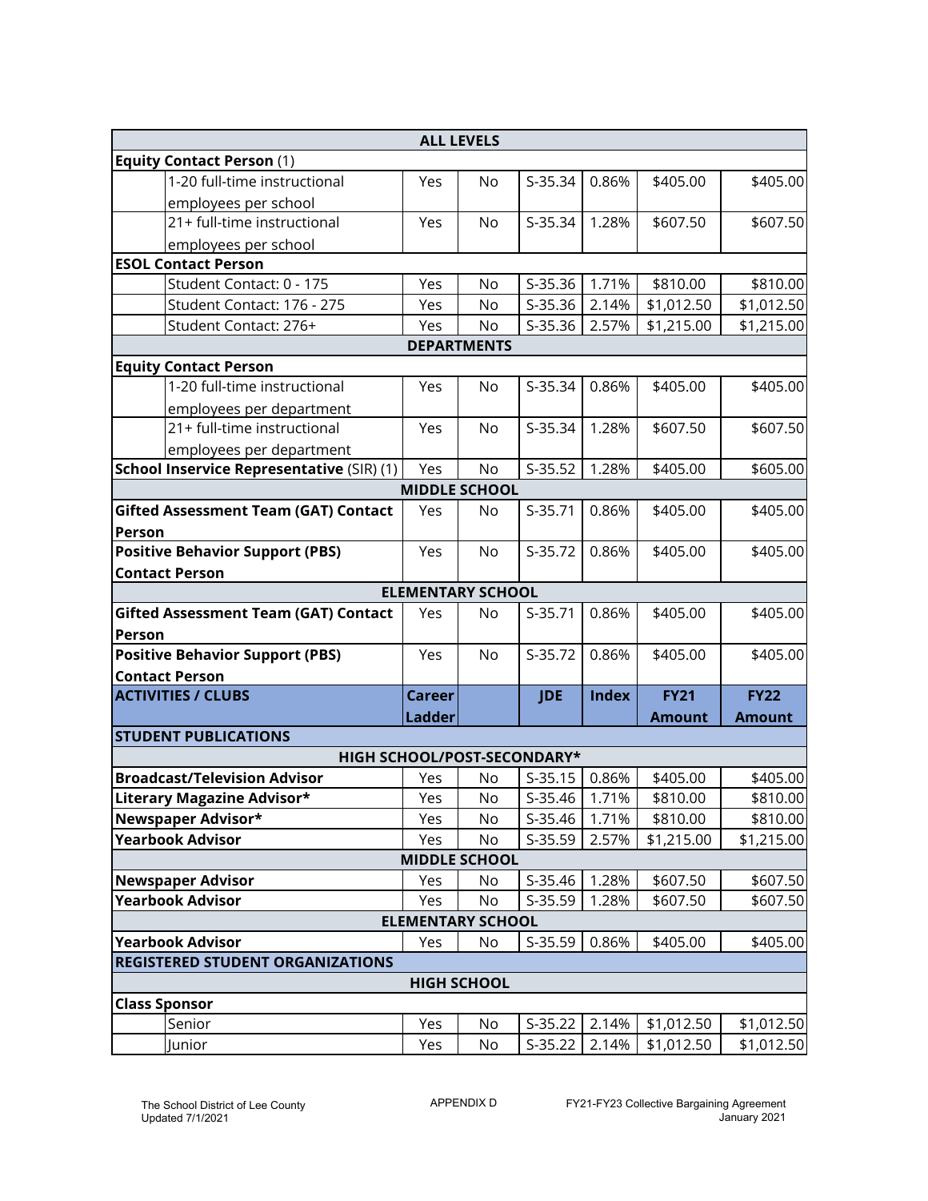| ALL LEVELS | | | | | | | |
|---|---|---|---|---|---|---|---|
| **Equity Contact Person** (1) | | | | | | | |
| | 1-20 full-time instructional employees per school | Yes | No | S-35.34 | 0.86% | $405.00 | $405.00 |
| | 21+ full-time instructional employees per school | Yes | No | S-35.34 | 1.28% | $607.50 | $607.50 |
| **ESOL Contact Person** | | | | | | | |
| | Student Contact: 0 - 175 | Yes | No | S-35.36 | 1.71% | $810.00 | $810.00 |
| | Student Contact: 176 - 275 | Yes | No | S-35.36 | 2.14% | $1,012.50 | $1,012.50 |
| | Student Contact: 276+ | Yes | No | S-35.36 | 2.57% | $1,215.00 | $1,215.00 |
| **DEPARTMENTS** | | | | | | | |
| **Equity Contact Person** | | | | | | | |
| | 1-20 full-time instructional employees per department | Yes | No | S-35.34 | 0.86% | $405.00 | $405.00 |
| | 21+ full-time instructional employees per department | Yes | No | S-35.34 | 1.28% | $607.50 | $607.50 |
| **School Inservice Representative** (SIR) (1) | | Yes | No | S-35.52 | 1.28% | $405.00 | $605.00 |
| **MIDDLE SCHOOL** | | | | | | | |
| **Gifted Assessment Team (GAT) Contact Person** | | Yes | No | S-35.71 | 0.86% | $405.00 | $405.00 |
| **Positive Behavior Support (PBS) Contact Person** | | Yes | No | S-35.72 | 0.86% | $405.00 | $405.00 |
| **ELEMENTARY SCHOOL** | | | | | | | |
| **Gifted Assessment Team (GAT) Contact Person** | | Yes | No | S-35.71 | 0.86% | $405.00 | $405.00 |
| **Positive Behavior Support (PBS) Contact Person** | | Yes | No | S-35.72 | 0.86% | $405.00 | $405.00 |
| **ACTIVITIES / CLUBS** | | **Career Ladder** | | **JDE** | **Index** | **FY21 Amount** | **FY22 Amount** |
| **STUDENT PUBLICATIONS** | | | | | | | |
| **HIGH SCHOOL/POST-SECONDARY*** | | | | | | | |
| **Broadcast/Television Advisor** | | Yes | No | S-35.15 | 0.86% | $405.00 | $405.00 |
| **Literary Magazine Advisor*** | | Yes | No | S-35.46 | 1.71% | $810.00 | $810.00 |
| **Newspaper Advisor*** | | Yes | No | S-35.46 | 1.71% | $810.00 | $810.00 |
| **Yearbook Advisor** | | Yes | No | S-35.59 | 2.57% | $1,215.00 | $1,215.00 |
| **MIDDLE SCHOOL** | | | | | | | |
| **Newspaper Advisor** | | Yes | No | S-35.46 | 1.28% | $607.50 | $607.50 |
| **Yearbook Advisor** | | Yes | No | S-35.59 | 1.28% | $607.50 | $607.50 |
| **ELEMENTARY SCHOOL** | | | | | | | |
| **Yearbook Advisor** | | Yes | No | S-35.59 | 0.86% | $405.00 | $405.00 |
| **REGISTERED STUDENT ORGANIZATIONS** | | | | | | | |
| **HIGH SCHOOL** | | | | | | | |
| **Class Sponsor** | | | | | | | |
| | Senior | Yes | No | S-35.22 | 2.14% | $1,012.50 | $1,012.50 |
| | Junior | Yes | No | S-35.22 | 2.14% | $1,012.50 | $1,012.50 |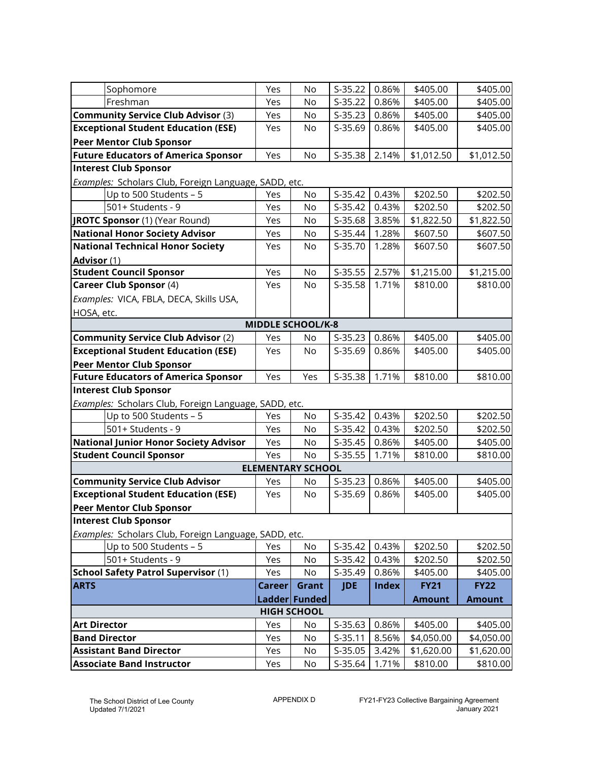| | Career Ladder | Grant Funded | JDE | Index | FY21 Amount | FY22 Amount |
|---|---|---|---|---|---|---|
| Sophomore | Yes | No | S-35.22 | 0.86% | $405.00 | $405.00 |
| Freshman | Yes | No | S-35.22 | 0.86% | $405.00 | $405.00 |
| **Community Service Club Advisor** (3) | Yes | No | S-35.23 | 0.86% | $405.00 | $405.00 |
| **Exceptional Student Education (ESE) Peer Mentor Club Sponsor** | Yes | No | S-35.69 | 0.86% | $405.00 | $405.00 |
| **Future Educators of America Sponsor** | Yes | No | S-35.38 | 2.14% | $1,012.50 | $1,012.50 |
| **Interest Club Sponsor** | | | | | | |
| *Examples:* Scholars Club, Foreign Language, SADD, etc. | | | | | | |
| Up to 500 Students – 5 | Yes | No | S-35.42 | 0.43% | $202.50 | $202.50 |
| 501+ Students - 9 | Yes | No | S-35.42 | 0.43% | $202.50 | $202.50 |
| **JROTC Sponsor** (1) (Year Round) | Yes | No | S-35.68 | 3.85% | $1,822.50 | $1,822.50 |
| **National Honor Society Advisor** | Yes | No | S-35.44 | 1.28% | $607.50 | $607.50 |
| **National Technical Honor Society Advisor** (1) | Yes | No | S-35.70 | 1.28% | $607.50 | $607.50 |
| **Student Council Sponsor** | Yes | No | S-35.55 | 2.57% | $1,215.00 | $1,215.00 |
| **Career Club Sponsor** (4) *Examples:* VICA, FBLA, DECA, Skills USA, HOSA, etc. | Yes | No | S-35.58 | 1.71% | $810.00 | $810.00 |
| **MIDDLE SCHOOL/K-8** | | | | | | |
| **Community Service Club Advisor** (2) | Yes | No | S-35.23 | 0.86% | $405.00 | $405.00 |
| **Exceptional Student Education (ESE) Peer Mentor Club Sponsor** | Yes | No | S-35.69 | 0.86% | $405.00 | $405.00 |
| **Future Educators of America Sponsor** | Yes | Yes | S-35.38 | 1.71% | $810.00 | $810.00 |
| **Interest Club Sponsor** | | | | | | |
| *Examples:* Scholars Club, Foreign Language, SADD, etc. | | | | | | |
| Up to 500 Students – 5 | Yes | No | S-35.42 | 0.43% | $202.50 | $202.50 |
| 501+ Students - 9 | Yes | No | S-35.42 | 0.43% | $202.50 | $202.50 |
| **National Junior Honor Society Advisor** | Yes | No | S-35.45 | 0.86% | $405.00 | $405.00 |
| **Student Council Sponsor** | Yes | No | S-35.55 | 1.71% | $810.00 | $810.00 |
| **ELEMENTARY SCHOOL** | | | | | | |
| **Community Service Club Advisor** | Yes | No | S-35.23 | 0.86% | $405.00 | $405.00 |
| **Exceptional Student Education (ESE) Peer Mentor Club Sponsor** | Yes | No | S-35.69 | 0.86% | $405.00 | $405.00 |
| **Interest Club Sponsor** | | | | | | |
| *Examples:* Scholars Club, Foreign Language, SADD, etc. | | | | | | |
| Up to 500 Students – 5 | Yes | No | S-35.42 | 0.43% | $202.50 | $202.50 |
| 501+ Students - 9 | Yes | No | S-35.42 | 0.43% | $202.50 | $202.50 |
| **School Safety Patrol Supervisor** (1) | Yes | No | S-35.49 | 0.86% | $405.00 | $405.00 |

| **ARTS** | **Career Ladder** | **Grant Funded** | **JDE** | **Index** | **FY21 Amount** | **FY22 Amount** |
|---|---|---|---|---|---|---|
| **HIGH SCHOOL** | | | | | | |
| **Art Director** | Yes | No | S-35.63 | 0.86% | $405.00 | $405.00 |
| **Band Director** | Yes | No | S-35.11 | 8.56% | $4,050.00 | $4,050.00 |
| **Assistant Band Director** | Yes | No | S-35.05 | 3.42% | $1,620.00 | $1,620.00 |
| **Associate Band Instructor** | Yes | No | S-35.64 | 1.71% | $810.00 | $810.00 |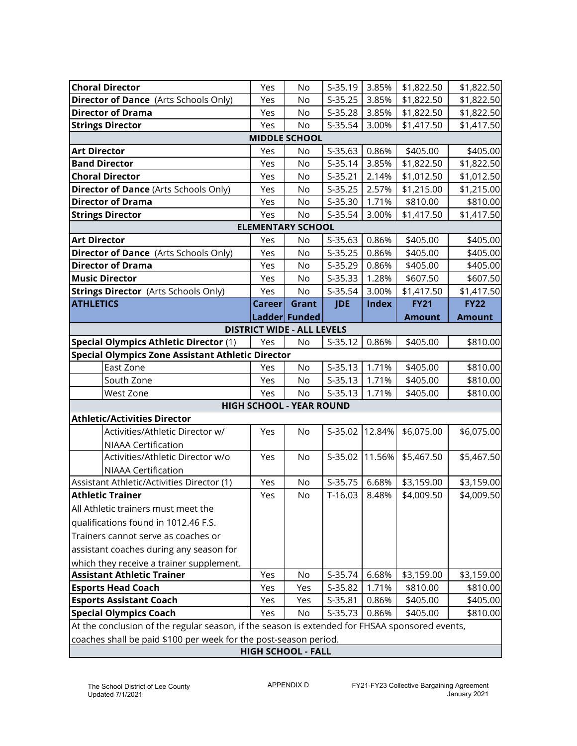| | Career Ladder | Grant Funded | JDE | Index | FY21 Amount | FY22 Amount |
|---|---|---|---|---|---|---|
| **Choral Director** | Yes | No | S-35.19 | 3.85% | $1,822.50 | $1,822.50 |
| **Director of Dance** (Arts Schools Only) | Yes | No | S-35.25 | 3.85% | $1,822.50 | $1,822.50 |
| **Director of Drama** | Yes | No | S-35.28 | 3.85% | $1,822.50 | $1,822.50 |
| **Strings Director** | Yes | No | S-35.54 | 3.00% | $1,417.50 | $1,417.50 |
| **MIDDLE SCHOOL** | | | | | | |
| **Art Director** | Yes | No | S-35.63 | 0.86% | $405.00 | $405.00 |
| **Band Director** | Yes | No | S-35.14 | 3.85% | $1,822.50 | $1,822.50 |
| **Choral Director** | Yes | No | S-35.21 | 2.14% | $1,012.50 | $1,012.50 |
| **Director of Dance** (Arts Schools Only) | Yes | No | S-35.25 | 2.57% | $1,215.00 | $1,215.00 |
| **Director of Drama** | Yes | No | S-35.30 | 1.71% | $810.00 | $810.00 |
| **Strings Director** | Yes | No | S-35.54 | 3.00% | $1,417.50 | $1,417.50 |
| **ELEMENTARY SCHOOL** | | | | | | |
| **Art Director** | Yes | No | S-35.63 | 0.86% | $405.00 | $405.00 |
| **Director of Dance** (Arts Schools Only) | Yes | No | S-35.25 | 0.86% | $405.00 | $405.00 |
| **Director of Drama** | Yes | No | S-35.29 | 0.86% | $405.00 | $405.00 |
| **Music Director** | Yes | No | S-35.33 | 1.28% | $607.50 | $607.50 |
| **Strings Director** (Arts Schools Only) | Yes | No | S-35.54 | 3.00% | $1,417.50 | $1,417.50 |
| **ATHLETICS** | **Career Ladder** | **Grant Funded** | **JDE** | **Index** | **FY21 Amount** | **FY22 Amount** |
| **DISTRICT WIDE - ALL LEVELS** | | | | | | |
| **Special Olympics Athletic Director** (1) | Yes | No | S-35.12 | 0.86% | $405.00 | $810.00 |
| **Special Olympics Zone Assistant Athletic Director** | | | | | | |
| East Zone | Yes | No | S-35.13 | 1.71% | $405.00 | $810.00 |
| South Zone | Yes | No | S-35.13 | 1.71% | $405.00 | $810.00 |
| West Zone | Yes | No | S-35.13 | 1.71% | $405.00 | $810.00 |
| **HIGH SCHOOL - YEAR ROUND** | | | | | | |
| **Athletic/Activities Director** | | | | | | |
| Activities/Athletic Director w/ NIAAA Certification | Yes | No | S-35.02 | 12.84% | $6,075.00 | $6,075.00 |
| Activities/Athletic Director w/o NIAAA Certification | Yes | No | S-35.02 | 11.56% | $5,467.50 | $5,467.50 |
| Assistant Athletic/Activities Director (1) | Yes | No | S-35.75 | 6.68% | $3,159.00 | $3,159.00 |
| **Athletic Trainer** All Athletic trainers must meet the qualifications found in 1012.46 F.S. Trainers cannot serve as coaches or assistant coaches during any season for which they receive a trainer supplement. | Yes | No | T-16.03 | 8.48% | $4,009.50 | $4,009.50 |
| **Assistant Athletic Trainer** | Yes | No | S-35.74 | 6.68% | $3,159.00 | $3,159.00 |
| **Esports Head Coach** | Yes | Yes | S-35.82 | 1.71% | $810.00 | $810.00 |
| **Esports Assistant Coach** | Yes | Yes | S-35.81 | 0.86% | $405.00 | $405.00 |
| **Special Olympics Coach** | Yes | No | S-35.73 | 0.86% | $405.00 | $810.00 |
| At the conclusion of the regular season, if the season is extended for FHSAA sponsored events, coaches shall be paid $100 per week for the post-season period. | | | | | | |
| **HIGH SCHOOL - FALL** | | | | | | |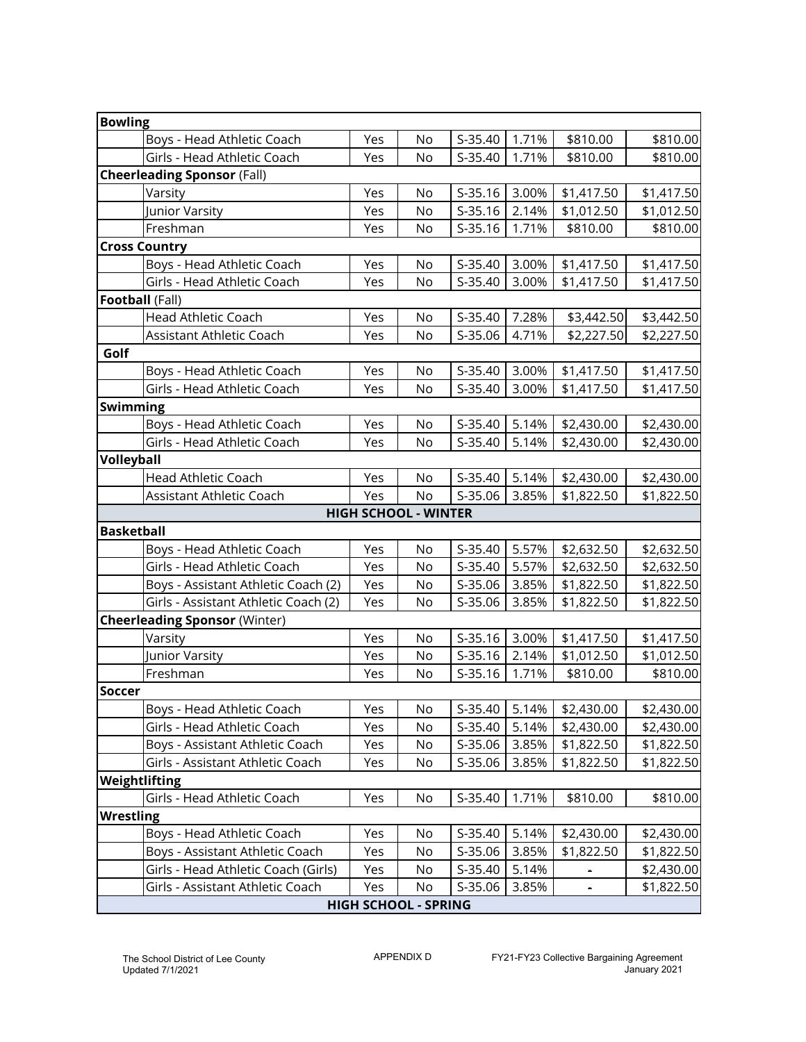| | | | | | | | |
|---|---|---|---|---|---|---|---|
| **Bowling** | | | | | | | |
| | Boys - Head Athletic Coach | Yes | No | S-35.40 | 1.71% | $810.00 | $810.00 |
| | Girls - Head Athletic Coach | Yes | No | S-35.40 | 1.71% | $810.00 | $810.00 |
| **Cheerleading Sponsor** (Fall) | | | | | | | |
| | Varsity | Yes | No | S-35.16 | 3.00% | $1,417.50 | $1,417.50 |
| | Junior Varsity | Yes | No | S-35.16 | 2.14% | $1,012.50 | $1,012.50 |
| | Freshman | Yes | No | S-35.16 | 1.71% | $810.00 | $810.00 |
| **Cross Country** | | | | | | | |
| | Boys - Head Athletic Coach | Yes | No | S-35.40 | 3.00% | $1,417.50 | $1,417.50 |
| | Girls - Head Athletic Coach | Yes | No | S-35.40 | 3.00% | $1,417.50 | $1,417.50 |
| **Football** (Fall) | | | | | | | |
| | Head Athletic Coach | Yes | No | S-35.40 | 7.28% | $3,442.50 | $3,442.50 |
| | Assistant Athletic Coach | Yes | No | S-35.06 | 4.71% | $2,227.50 | $2,227.50 |
| **Golf** | | | | | | | |
| | Boys - Head Athletic Coach | Yes | No | S-35.40 | 3.00% | $1,417.50 | $1,417.50 |
| | Girls - Head Athletic Coach | Yes | No | S-35.40 | 3.00% | $1,417.50 | $1,417.50 |
| **Swimming** | | | | | | | |
| | Boys - Head Athletic Coach | Yes | No | S-35.40 | 5.14% | $2,430.00 | $2,430.00 |
| | Girls - Head Athletic Coach | Yes | No | S-35.40 | 5.14% | $2,430.00 | $2,430.00 |
| **Volleyball** | | | | | | | |
| | Head Athletic Coach | Yes | No | S-35.40 | 5.14% | $2,430.00 | $2,430.00 |
| | Assistant Athletic Coach | Yes | No | S-35.06 | 3.85% | $1,822.50 | $1,822.50 |
| **HIGH SCHOOL - WINTER** | | | | | | | |
| **Basketball** | | | | | | | |
| | Boys - Head Athletic Coach | Yes | No | S-35.40 | 5.57% | $2,632.50 | $2,632.50 |
| | Girls - Head Athletic Coach | Yes | No | S-35.40 | 5.57% | $2,632.50 | $2,632.50 |
| | Boys - Assistant Athletic Coach (2) | Yes | No | S-35.06 | 3.85% | $1,822.50 | $1,822.50 |
| | Girls - Assistant Athletic Coach (2) | Yes | No | S-35.06 | 3.85% | $1,822.50 | $1,822.50 |
| **Cheerleading Sponsor** (Winter) | | | | | | | |
| | Varsity | Yes | No | S-35.16 | 3.00% | $1,417.50 | $1,417.50 |
| | Junior Varsity | Yes | No | S-35.16 | 2.14% | $1,012.50 | $1,012.50 |
| | Freshman | Yes | No | S-35.16 | 1.71% | $810.00 | $810.00 |
| **Soccer** | | | | | | | |
| | Boys - Head Athletic Coach | Yes | No | S-35.40 | 5.14% | $2,430.00 | $2,430.00 |
| | Girls - Head Athletic Coach | Yes | No | S-35.40 | 5.14% | $2,430.00 | $2,430.00 |
| | Boys - Assistant Athletic Coach | Yes | No | S-35.06 | 3.85% | $1,822.50 | $1,822.50 |
| | Girls - Assistant Athletic Coach | Yes | No | S-35.06 | 3.85% | $1,822.50 | $1,822.50 |
| **Weightlifting** | | | | | | | |
| | Girls - Head Athletic Coach | Yes | No | S-35.40 | 1.71% | $810.00 | $810.00 |
| **Wrestling** | | | | | | | |
| | Boys - Head Athletic Coach | Yes | No | S-35.40 | 5.14% | $2,430.00 | $2,430.00 |
| | Boys - Assistant Athletic Coach | Yes | No | S-35.06 | 3.85% | $1,822.50 | $1,822.50 |
| | Girls - Head Athletic Coach (Girls) | Yes | No | S-35.40 | 5.14% | - | $2,430.00 |
| | Girls - Assistant Athletic Coach | Yes | No | S-35.06 | 3.85% | - | $1,822.50 |
| **HIGH SCHOOL - SPRING** | | | | | | | |

The School District of Lee County
Updated 7/1/2021

APPENDIX D

FY21-FY23 Collective Bargaining Agreement
January 2021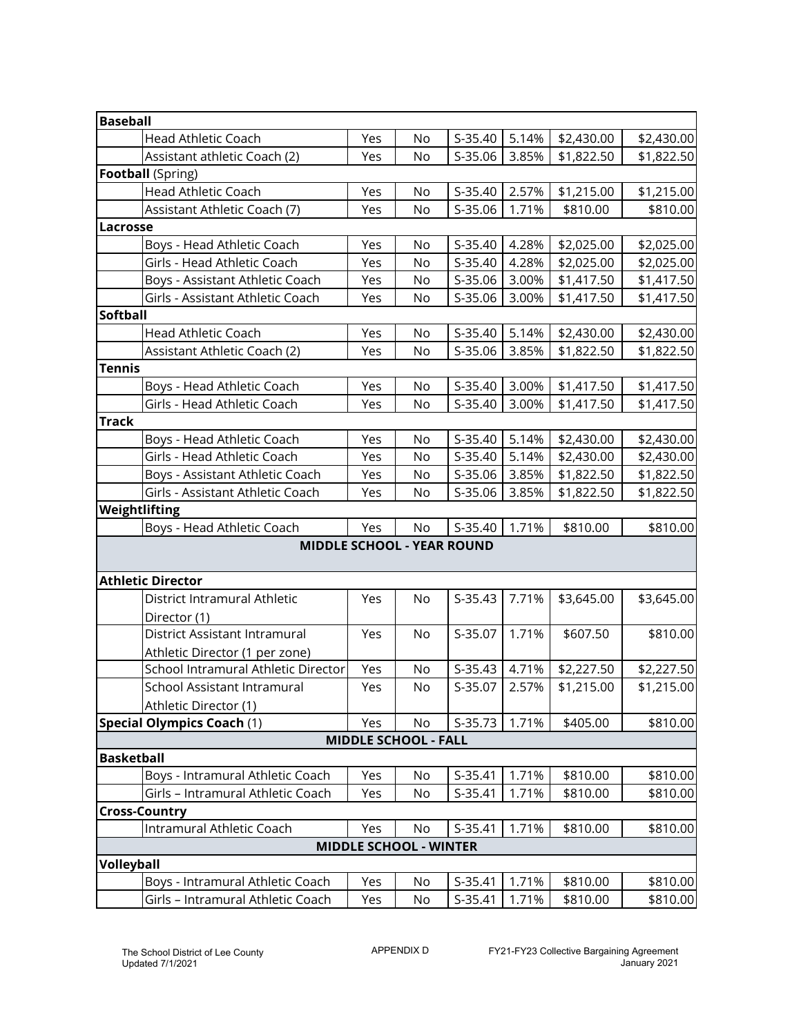| | | | | | | | |
|---|---|---|---|---|---|---|---|
| **Baseball** | | | | | | | |
| | Head Athletic Coach | Yes | No | S-35.40 | 5.14% | $2,430.00 | $2,430.00 |
| | Assistant athletic Coach (2) | Yes | No | S-35.06 | 3.85% | $1,822.50 | $1,822.50 |
| **Football** (Spring) | | | | | | | |
| | Head Athletic Coach | Yes | No | S-35.40 | 2.57% | $1,215.00 | $1,215.00 |
| | Assistant Athletic Coach (7) | Yes | No | S-35.06 | 1.71% | $810.00 | $810.00 |
| **Lacrosse** | | | | | | | |
| | Boys - Head Athletic Coach | Yes | No | S-35.40 | 4.28% | $2,025.00 | $2,025.00 |
| | Girls - Head Athletic Coach | Yes | No | S-35.40 | 4.28% | $2,025.00 | $2,025.00 |
| | Boys - Assistant Athletic Coach | Yes | No | S-35.06 | 3.00% | $1,417.50 | $1,417.50 |
| | Girls - Assistant Athletic Coach | Yes | No | S-35.06 | 3.00% | $1,417.50 | $1,417.50 |
| **Softball** | | | | | | | |
| | Head Athletic Coach | Yes | No | S-35.40 | 5.14% | $2,430.00 | $2,430.00 |
| | Assistant Athletic Coach (2) | Yes | No | S-35.06 | 3.85% | $1,822.50 | $1,822.50 |
| **Tennis** | | | | | | | |
| | Boys - Head Athletic Coach | Yes | No | S-35.40 | 3.00% | $1,417.50 | $1,417.50 |
| | Girls - Head Athletic Coach | Yes | No | S-35.40 | 3.00% | $1,417.50 | $1,417.50 |
| **Track** | | | | | | | |
| | Boys - Head Athletic Coach | Yes | No | S-35.40 | 5.14% | $2,430.00 | $2,430.00 |
| | Girls - Head Athletic Coach | Yes | No | S-35.40 | 5.14% | $2,430.00 | $2,430.00 |
| | Boys - Assistant Athletic Coach | Yes | No | S-35.06 | 3.85% | $1,822.50 | $1,822.50 |
| | Girls - Assistant Athletic Coach | Yes | No | S-35.06 | 3.85% | $1,822.50 | $1,822.50 |
| **Weightlifting** | | | | | | | |
| | Boys - Head Athletic Coach | Yes | No | S-35.40 | 1.71% | $810.00 | $810.00 |
| **MIDDLE SCHOOL - YEAR ROUND** | | | | | | | |
| **Athletic Director** | | | | | | | |
| | District Intramural Athletic Director (1) | Yes | No | S-35.43 | 7.71% | $3,645.00 | $3,645.00 |
| | District Assistant Intramural Athletic Director (1 per zone) | Yes | No | S-35.07 | 1.71% | $607.50 | $810.00 |
| | School Intramural Athletic Director | Yes | No | S-35.43 | 4.71% | $2,227.50 | $2,227.50 |
| | School Assistant Intramural Athletic Director (1) | Yes | No | S-35.07 | 2.57% | $1,215.00 | $1,215.00 |
| **Special Olympics Coach** (1) | | Yes | No | S-35.73 | 1.71% | $405.00 | $810.00 |
| **MIDDLE SCHOOL - FALL** | | | | | | | |
| **Basketball** | | | | | | | |
| | Boys - Intramural Athletic Coach | Yes | No | S-35.41 | 1.71% | $810.00 | $810.00 |
| | Girls – Intramural Athletic Coach | Yes | No | S-35.41 | 1.71% | $810.00 | $810.00 |
| **Cross-Country** | | | | | | | |
| | Intramural Athletic Coach | Yes | No | S-35.41 | 1.71% | $810.00 | $810.00 |
| **MIDDLE SCHOOL - WINTER** | | | | | | | |
| **Volleyball** | | | | | | | |
| | Boys - Intramural Athletic Coach | Yes | No | S-35.41 | 1.71% | $810.00 | $810.00 |
| | Girls – Intramural Athletic Coach | Yes | No | S-35.41 | 1.71% | $810.00 | $810.00 |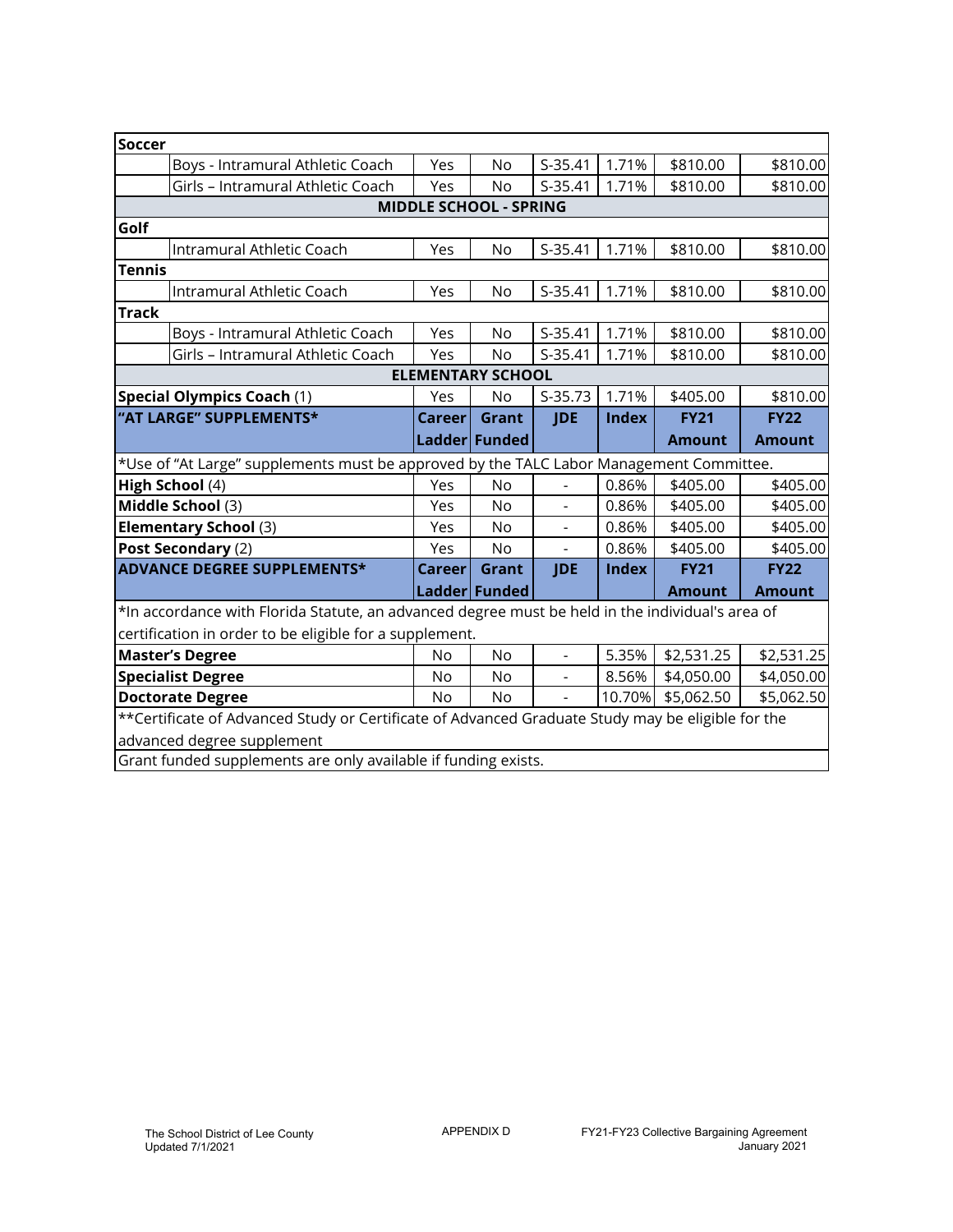| | | | | | | | |
|---|---|---|---|---|---|---|---|
| **Soccer** | | | | | | | |
| | Boys - Intramural Athletic Coach | Yes | No | S-35.41 | 1.71% | $810.00 | $810.00 |
| | Girls – Intramural Athletic Coach | Yes | No | S-35.41 | 1.71% | $810.00 | $810.00 |
| **MIDDLE SCHOOL - SPRING** | | | | | | | |
| **Golf** | | | | | | | |
| | Intramural Athletic Coach | Yes | No | S-35.41 | 1.71% | $810.00 | $810.00 |
| **Tennis** | | | | | | | |
| | Intramural Athletic Coach | Yes | No | S-35.41 | 1.71% | $810.00 | $810.00 |
| **Track** | | | | | | | |
| | Boys - Intramural Athletic Coach | Yes | No | S-35.41 | 1.71% | $810.00 | $810.00 |
| | Girls – Intramural Athletic Coach | Yes | No | S-35.41 | 1.71% | $810.00 | $810.00 |
| **ELEMENTARY SCHOOL** | | | | | | | |
| **Special Olympics Coach** (1) | | Yes | No | S-35.73 | 1.71% | $405.00 | $810.00 |
| **"AT LARGE" SUPPLEMENTS*** | | **Career Ladder** | **Grant Funded** | **JDE** | **Index** | **FY21 Amount** | **FY22 Amount** |
| *Use of "At Large" supplements must be approved by the TALC Labor Management Committee. | | | | | | | |
| **High School** (4) | | Yes | No | - | 0.86% | $405.00 | $405.00 |
| **Middle School** (3) | | Yes | No | - | 0.86% | $405.00 | $405.00 |
| **Elementary School** (3) | | Yes | No | - | 0.86% | $405.00 | $405.00 |
| **Post Secondary** (2) | | Yes | No | - | 0.86% | $405.00 | $405.00 |
| **ADVANCE DEGREE SUPPLEMENTS*** | | **Career Ladder** | **Grant Funded** | **JDE** | **Index** | **FY21 Amount** | **FY22 Amount** |
| *In accordance with Florida Statute, an advanced degree must be held in the individual's area of certification in order to be eligible for a supplement. | | | | | | | |
| **Master's Degree** | | No | No | - | 5.35% | $2,531.25 | $2,531.25 |
| **Specialist Degree** | | No | No | - | 8.56% | $4,050.00 | $4,050.00 |
| **Doctorate Degree** | | No | No | - | 10.70% | $5,062.50 | $5,062.50 |
| **Certificate of Advanced Study or Certificate of Advanced Graduate Study may be eligible for the advanced degree supplement | | | | | | | |
| Grant funded supplements are only available if funding exists. | | | | | | | |